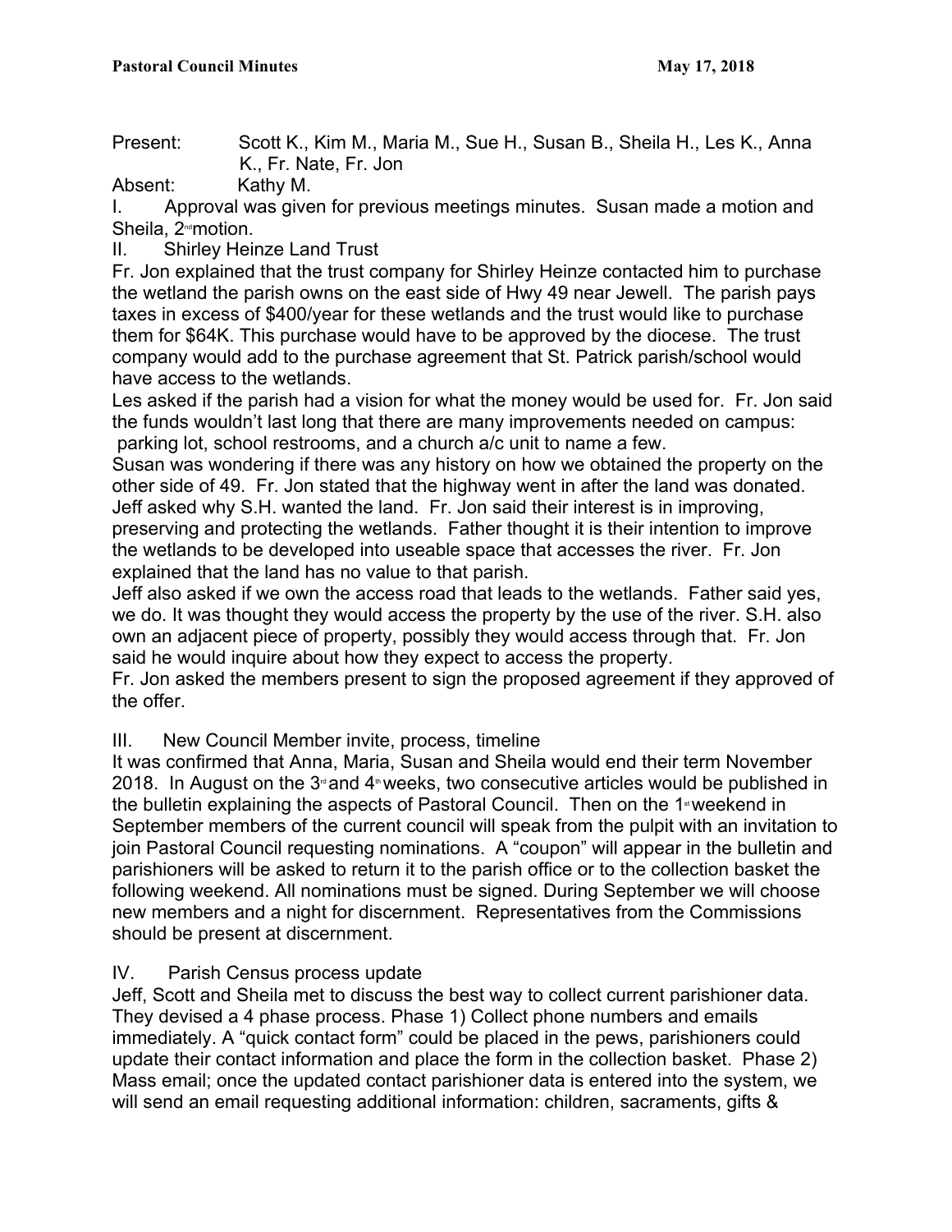**Pastoral Council Minutes** **May 17, 2018**

Present: Scott K., Kim M., Maria M., Sue H., Susan B., Sheila H., Les K., Anna K., Fr. Nate, Fr. Jon

Absent: Kathy M.

I. Approval was given for previous meetings minutes. Susan made a motion and Sheila, 2nd motion.

II. Shirley Heinze Land Trust

Fr. Jon explained that the trust company for Shirley Heinze contacted him to purchase the wetland the parish owns on the east side of Hwy 49 near Jewell. The parish pays taxes in excess of $400/year for these wetlands and the trust would like to purchase them for $64K. This purchase would have to be approved by the diocese. The trust company would add to the purchase agreement that St. Patrick parish/school would have access to the wetlands.

Les asked if the parish had a vision for what the money would be used for. Fr. Jon said the funds wouldn't last long that there are many improvements needed on campus: parking lot, school restrooms, and a church a/c unit to name a few.

Susan was wondering if there was any history on how we obtained the property on the other side of 49. Fr. Jon stated that the highway went in after the land was donated. Jeff asked why S.H. wanted the land. Fr. Jon said their interest is in improving, preserving and protecting the wetlands. Father thought it is their intention to improve the wetlands to be developed into useable space that accesses the river. Fr. Jon explained that the land has no value to that parish.

Jeff also asked if we own the access road that leads to the wetlands. Father said yes, we do. It was thought they would access the property by the use of the river. S.H. also own an adjacent piece of property, possibly they would access through that. Fr. Jon said he would inquire about how they expect to access the property.

Fr. Jon asked the members present to sign the proposed agreement if they approved of the offer.

III. New Council Member invite, process, timeline

It was confirmed that Anna, Maria, Susan and Sheila would end their term November 2018. In August on the 3rd and 4th weeks, two consecutive articles would be published in the bulletin explaining the aspects of Pastoral Council. Then on the 1st weekend in September members of the current council will speak from the pulpit with an invitation to join Pastoral Council requesting nominations. A "coupon" will appear in the bulletin and parishioners will be asked to return it to the parish office or to the collection basket the following weekend. All nominations must be signed. During September we will choose new members and a night for discernment. Representatives from the Commissions should be present at discernment.

IV. Parish Census process update

Jeff, Scott and Sheila met to discuss the best way to collect current parishioner data. They devised a 4 phase process. Phase 1) Collect phone numbers and emails immediately. A "quick contact form" could be placed in the pews, parishioners could update their contact information and place the form in the collection basket. Phase 2) Mass email; once the updated contact parishioner data is entered into the system, we will send an email requesting additional information: children, sacraments, gifts &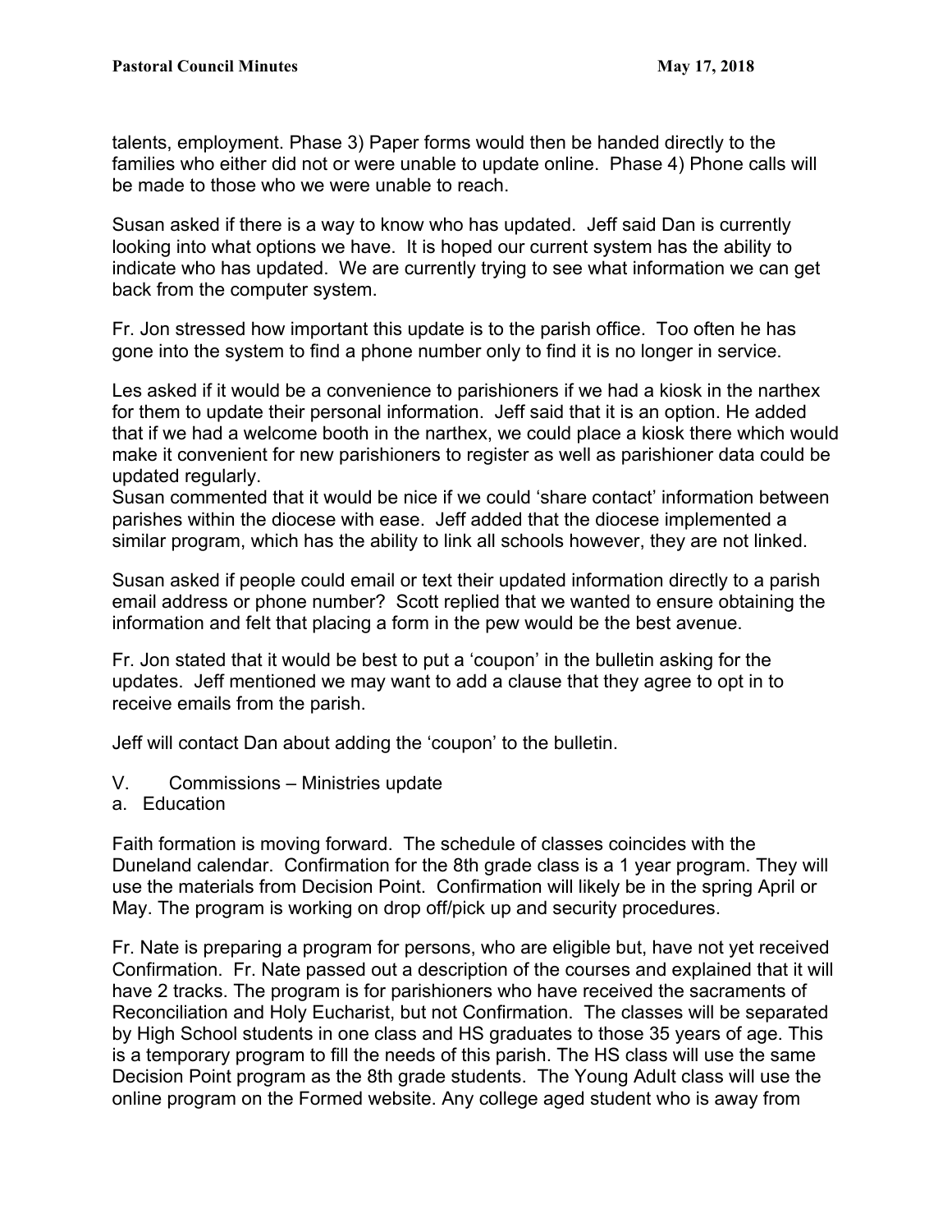talents, employment. Phase 3) Paper forms would then be handed directly to the families who either did not or were unable to update online.  Phase 4) Phone calls will be made to those who we were unable to reach.

Susan asked if there is a way to know who has updated.  Jeff said Dan is currently looking into what options we have.  It is hoped our current system has the ability to indicate who has updated.  We are currently trying to see what information we can get back from the computer system.

Fr. Jon stressed how important this update is to the parish office.  Too often he has gone into the system to find a phone number only to find it is no longer in service.

Les asked if it would be a convenience to parishioners if we had a kiosk in the narthex for them to update their personal information.  Jeff said that it is an option. He added that if we had a welcome booth in the narthex, we could place a kiosk there which would make it convenient for new parishioners to register as well as parishioner data could be updated regularly.
Susan commented that it would be nice if we could 'share contact' information between parishes within the diocese with ease.  Jeff added that the diocese implemented a similar program, which has the ability to link all schools however, they are not linked.

Susan asked if people could email or text their updated information directly to a parish email address or phone number?  Scott replied that we wanted to ensure obtaining the information and felt that placing a form in the pew would be the best avenue.

Fr. Jon stated that it would be best to put a 'coupon' in the bulletin asking for the updates.  Jeff mentioned we may want to add a clause that they agree to opt in to receive emails from the parish.

Jeff will contact Dan about adding the 'coupon' to the bulletin.

V.  Commissions – Ministries update

a. Education

Faith formation is moving forward.  The schedule of classes coincides with the Duneland calendar.  Confirmation for the 8th grade class is a 1 year program. They will use the materials from Decision Point.  Confirmation will likely be in the spring April or May. The program is working on drop off/pick up and security procedures.

Fr. Nate is preparing a program for persons, who are eligible but, have not yet received Confirmation.  Fr. Nate passed out a description of the courses and explained that it will have 2 tracks. The program is for parishioners who have received the sacraments of Reconciliation and Holy Eucharist, but not Confirmation.  The classes will be separated by High School students in one class and HS graduates to those 35 years of age. This is a temporary program to fill the needs of this parish. The HS class will use the same Decision Point program as the 8th grade students.  The Young Adult class will use the online program on the Formed website. Any college aged student who is away from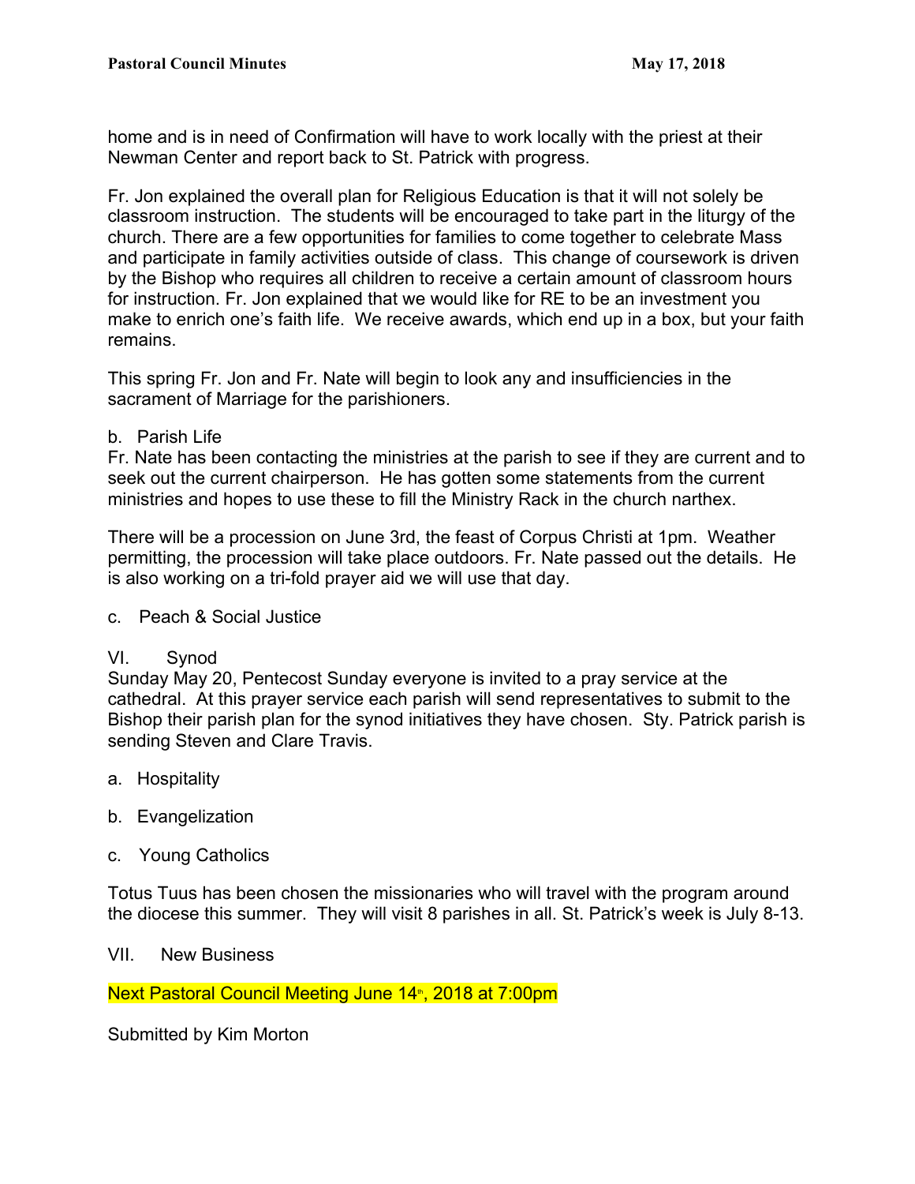home and is in need of Confirmation will have to work locally with the priest at their Newman Center and report back to St. Patrick with progress.

Fr. Jon explained the overall plan for Religious Education is that it will not solely be classroom instruction. The students will be encouraged to take part in the liturgy of the church. There are a few opportunities for families to come together to celebrate Mass and participate in family activities outside of class. This change of coursework is driven by the Bishop who requires all children to receive a certain amount of classroom hours for instruction. Fr. Jon explained that we would like for RE to be an investment you make to enrich one's faith life. We receive awards, which end up in a box, but your faith remains.

This spring Fr. Jon and Fr. Nate will begin to look any and insufficiencies in the sacrament of Marriage for the parishioners.

b. Parish Life

Fr. Nate has been contacting the ministries at the parish to see if they are current and to seek out the current chairperson. He has gotten some statements from the current ministries and hopes to use these to fill the Ministry Rack in the church narthex.

There will be a procession on June 3rd, the feast of Corpus Christi at 1pm. Weather permitting, the procession will take place outdoors. Fr. Nate passed out the details. He is also working on a tri-fold prayer aid we will use that day.

c. Peach & Social Justice

VI. Synod

Sunday May 20, Pentecost Sunday everyone is invited to a pray service at the cathedral. At this prayer service each parish will send representatives to submit to the Bishop their parish plan for the synod initiatives they have chosen. Sty. Patrick parish is sending Steven and Clare Travis.

a. Hospitality

b. Evangelization

c. Young Catholics

Totus Tuus has been chosen the missionaries who will travel with the program around the diocese this summer. They will visit 8 parishes in all. St. Patrick's week is July 8-13.

VII. New Business

Next Pastoral Council Meeting June 14th, 2018 at 7:00pm

Submitted by Kim Morton